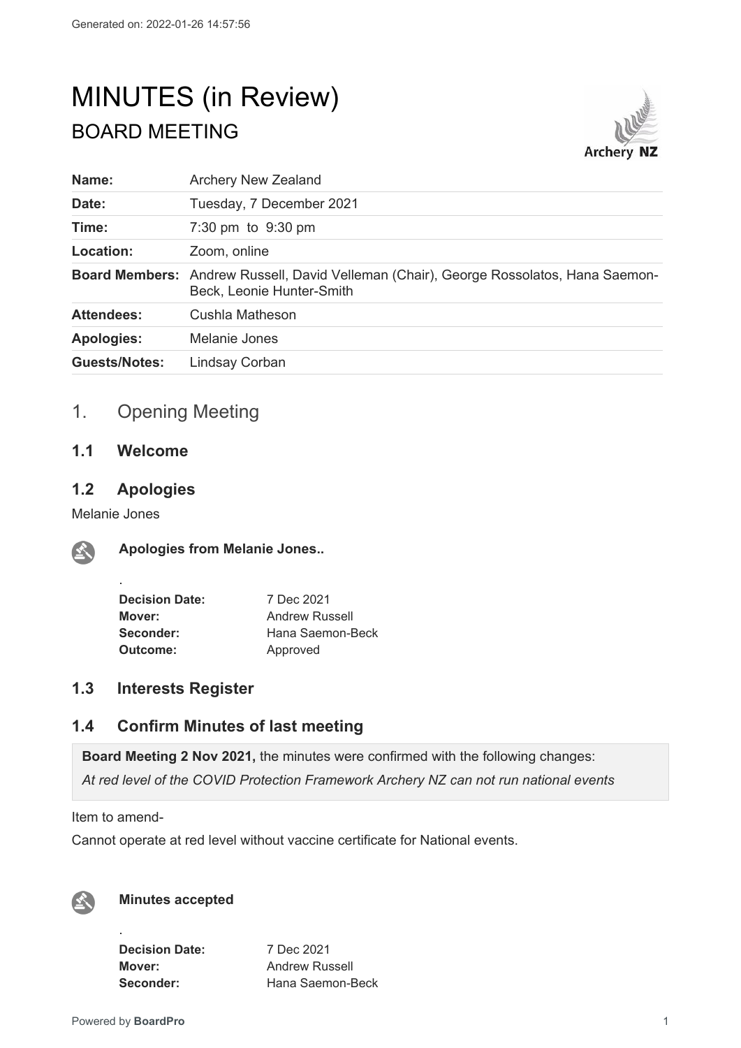Generated on: 2022-01-26 14:57:56

# MINUTES (in Review)

## BOARD MEETING

| | |
|---|---|
| **Name:** | Archery New Zealand |
| **Date:** | Tuesday, 7 December 2021 |
| **Time:** | 7:30 pm to 9:30 pm |
| **Location:** | Zoom, online |
| **Board Members:** | Andrew Russell, David Velleman (Chair), George Rossolatos, Hana Saemon-Beck, Leonie Hunter-Smith |
| **Attendees:** | Cushla Matheson |
| **Apologies:** | Melanie Jones |
| **Guests/Notes:** | Lindsay Corban |

## 1. Opening Meeting

### 1.1 Welcome

### 1.2 Apologies

Melanie Jones

**Apologies from Melanie Jones..**

.

| | |
|---|---|
| **Decision Date:** | 7 Dec 2021 |
| **Mover:** | Andrew Russell |
| **Seconder:** | Hana Saemon-Beck |
| **Outcome:** | Approved |

### 1.3 Interests Register

### 1.4 Confirm Minutes of last meeting

**Board Meeting 2 Nov 2021,** the minutes were confirmed with the following changes:
*At red level of the COVID Protection Framework Archery NZ can not run national events*

Item to amend-

Cannot operate at red level without vaccine certificate for National events.

**Minutes accepted**

.

| | |
|---|---|
| **Decision Date:** | 7 Dec 2021 |
| **Mover:** | Andrew Russell |
| **Seconder:** | Hana Saemon-Beck |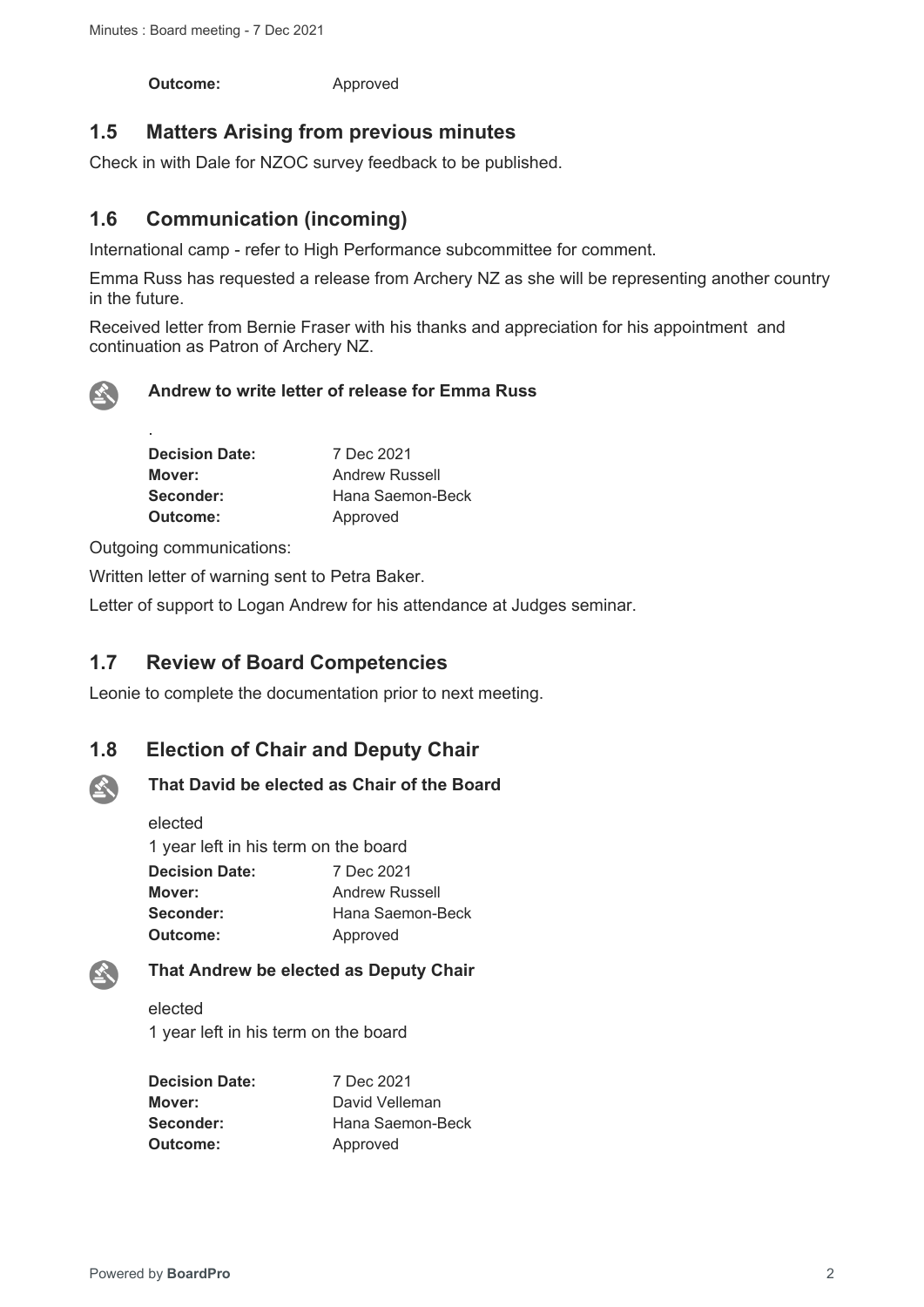**Outcome:** Approved

## 1.5 Matters Arising from previous minutes

Check in with Dale for NZOC survey feedback to be published.

## 1.6 Communication (incoming)

International camp - refer to High Performance subcommittee for comment.

Emma Russ has requested a release from Archery NZ as she will be representing another country in the future.

Received letter from Bernie Fraser with his thanks and appreciation for his appointment and continuation as Patron of Archery NZ.

**Andrew to write letter of release for Emma Russ**

.

| | |
|---|---|
| **Decision Date:** | 7 Dec 2021 |
| **Mover:** | Andrew Russell |
| **Seconder:** | Hana Saemon-Beck |
| **Outcome:** | Approved |

Outgoing communications:

Written letter of warning sent to Petra Baker.

Letter of support to Logan Andrew for his attendance at Judges seminar.

## 1.7 Review of Board Competencies

Leonie to complete the documentation prior to next meeting.

## 1.8 Election of Chair and Deputy Chair

**That David be elected as Chair of the Board**

elected

1 year left in his term on the board

| | |
|---|---|
| **Decision Date:** | 7 Dec 2021 |
| **Mover:** | Andrew Russell |
| **Seconder:** | Hana Saemon-Beck |
| **Outcome:** | Approved |

**That Andrew be elected as Deputy Chair**

elected

1 year left in his term on the board

| | |
|---|---|
| **Decision Date:** | 7 Dec 2021 |
| **Mover:** | David Velleman |
| **Seconder:** | Hana Saemon-Beck |
| **Outcome:** | Approved |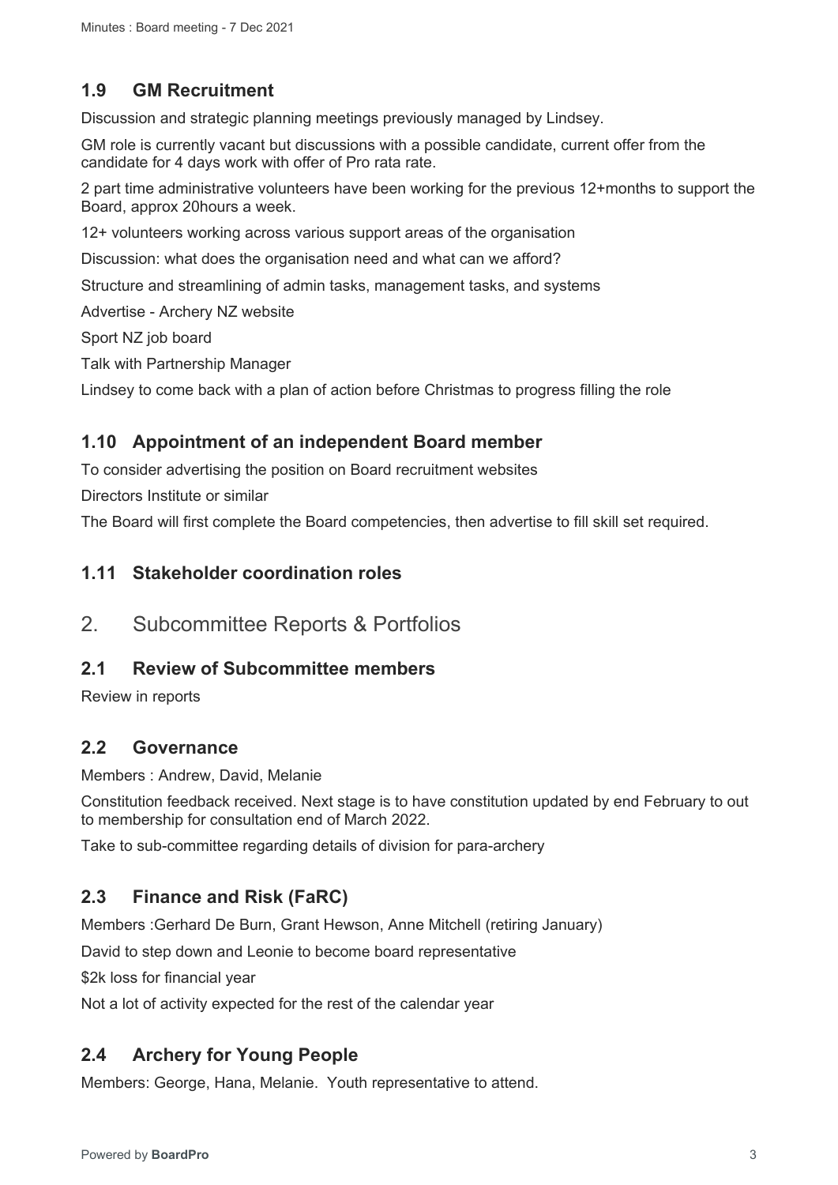### 1.9 GM Recruitment

Discussion and strategic planning meetings previously managed by Lindsey.

GM role is currently vacant but discussions with a possible candidate, current offer from the candidate for 4 days work with offer of Pro rata rate.

2 part time administrative volunteers have been working for the previous 12+months to support the Board, approx 20hours a week.

12+ volunteers working across various support areas of the organisation

Discussion: what does the organisation need and what can we afford?

Structure and streamlining of admin tasks, management tasks, and systems

Advertise - Archery NZ website

Sport NZ job board

Talk with Partnership Manager

Lindsey to come back with a plan of action before Christmas to progress filling the role

### 1.10 Appointment of an independent Board member

To consider advertising the position on Board recruitment websites

Directors Institute or similar

The Board will first complete the Board competencies, then advertise to fill skill set required.

### 1.11 Stakeholder coordination roles

## 2. Subcommittee Reports & Portfolios

### 2.1 Review of Subcommittee members

Review in reports

### 2.2 Governance

Members : Andrew, David, Melanie

Constitution feedback received. Next stage is to have constitution updated by end February to out to membership for consultation end of March 2022.

Take to sub-committee regarding details of division for para-archery

### 2.3 Finance and Risk (FaRC)

Members :Gerhard De Burn, Grant Hewson, Anne Mitchell (retiring January)

David to step down and Leonie to become board representative

$2k loss for financial year

Not a lot of activity expected for the rest of the calendar year

### 2.4 Archery for Young People

Members: George, Hana, Melanie. Youth representative to attend.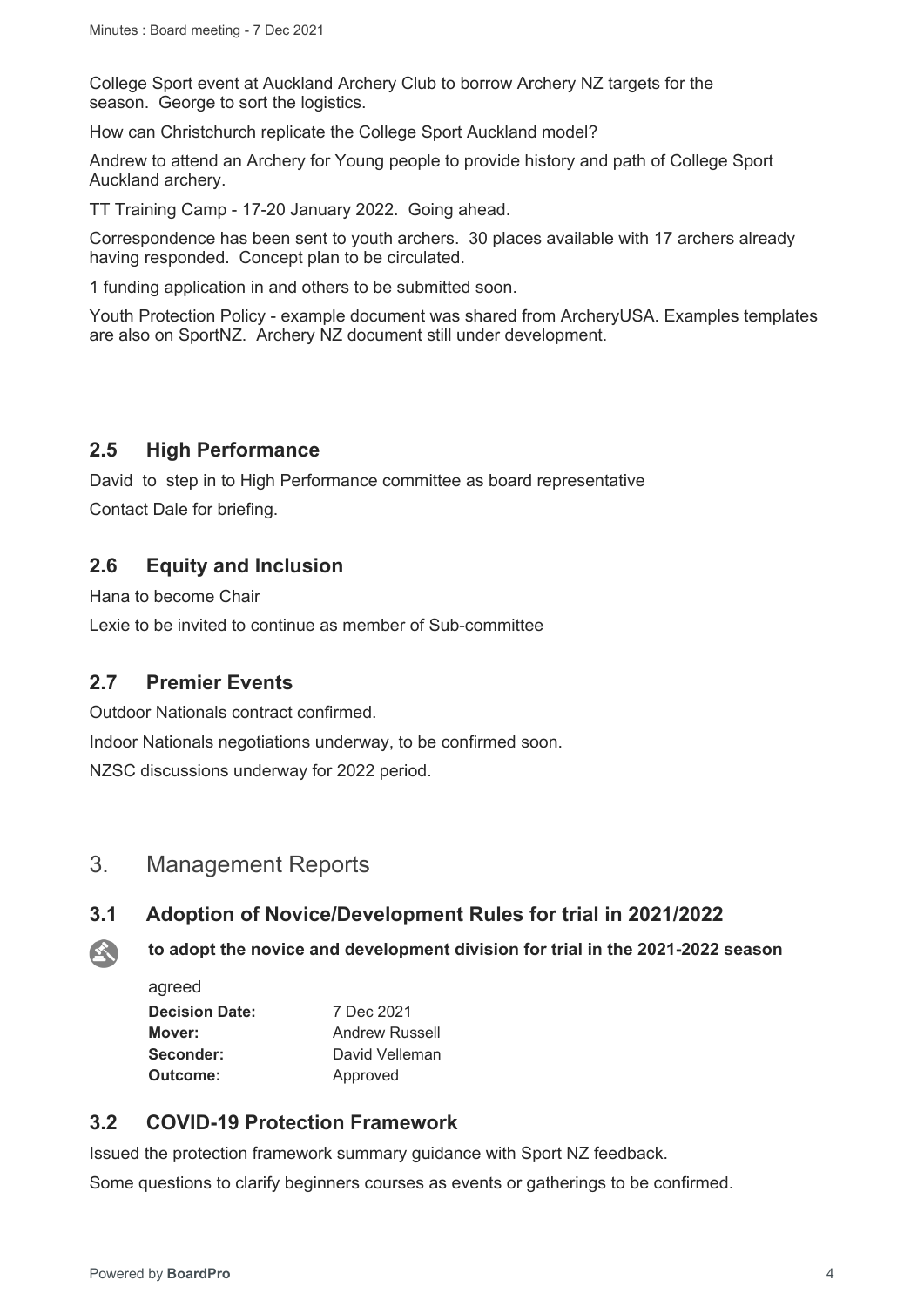College Sport event at Auckland Archery Club to borrow Archery NZ targets for the season. George to sort the logistics.

How can Christchurch replicate the College Sport Auckland model?

Andrew to attend an Archery for Young people to provide history and path of College Sport Auckland archery.

TT Training Camp - 17-20 January 2022. Going ahead.

Correspondence has been sent to youth archers. 30 places available with 17 archers already having responded. Concept plan to be circulated.

1 funding application in and others to be submitted soon.

Youth Protection Policy - example document was shared from ArcheryUSA. Examples templates are also on SportNZ. Archery NZ document still under development.

## 2.5 High Performance

David to step in to High Performance committee as board representative

Contact Dale for briefing.

## 2.6 Equity and Inclusion

Hana to become Chair

Lexie to be invited to continue as member of Sub-committee

## 2.7 Premier Events

Outdoor Nationals contract confirmed.

Indoor Nationals negotiations underway, to be confirmed soon.

NZSC discussions underway for 2022 period.

# 3. Management Reports

## 3.1 Adoption of Novice/Development Rules for trial in 2021/2022

**to adopt the novice and development division for trial in the 2021-2022 season**

agreed

| | |
|---|---|
| **Decision Date:** | 7 Dec 2021 |
| **Mover:** | Andrew Russell |
| **Seconder:** | David Velleman |
| **Outcome:** | Approved |

## 3.2 COVID-19 Protection Framework

Issued the protection framework summary guidance with Sport NZ feedback.

Some questions to clarify beginners courses as events or gatherings to be confirmed.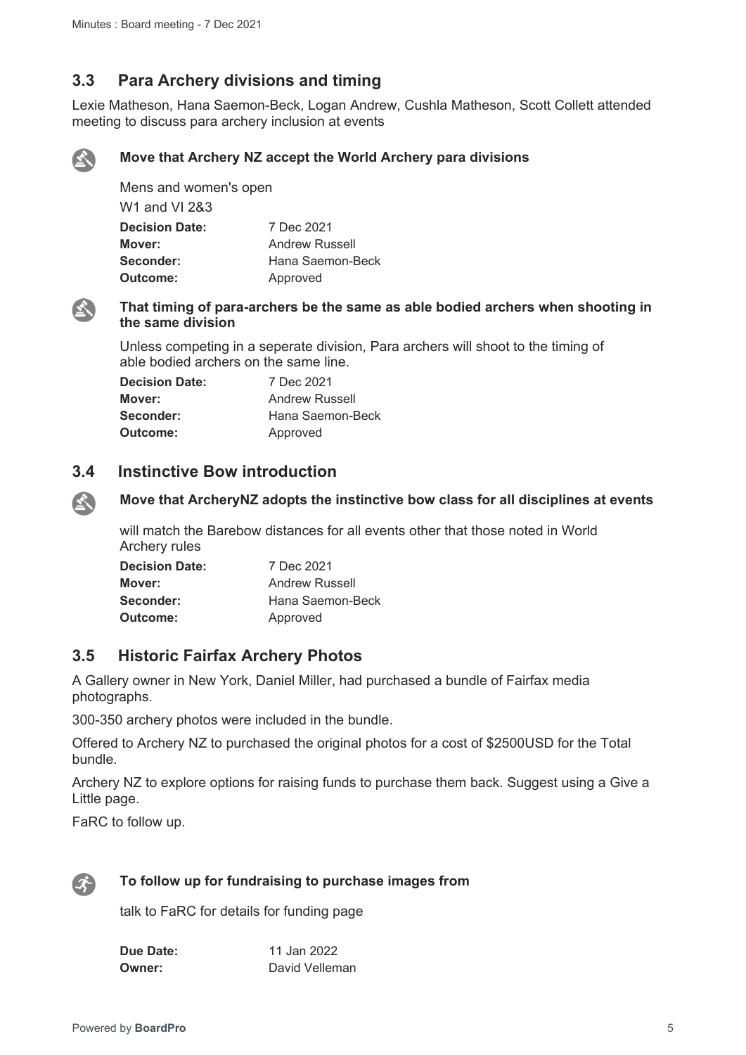## 3.3 Para Archery divisions and timing

Lexie Matheson, Hana Saemon-Beck, Logan Andrew, Cushla Matheson, Scott Collett attended meeting to discuss para archery inclusion at events

**Move that Archery NZ accept the World Archery para divisions**

Mens and women's open

W1 and VI 2&3

| | |
|---|---|
| **Decision Date:** | 7 Dec 2021 |
| **Mover:** | Andrew Russell |
| **Seconder:** | Hana Saemon-Beck |
| **Outcome:** | Approved |

**That timing of para-archers be the same as able bodied archers when shooting in the same division**

Unless competing in a seperate division, Para archers will shoot to the timing of able bodied archers on the same line.

| | |
|---|---|
| **Decision Date:** | 7 Dec 2021 |
| **Mover:** | Andrew Russell |
| **Seconder:** | Hana Saemon-Beck |
| **Outcome:** | Approved |

## 3.4 Instinctive Bow introduction

**Move that ArcheryNZ adopts the instinctive bow class for all disciplines at events**

will match the Barebow distances for all events other that those noted in World Archery rules

| | |
|---|---|
| **Decision Date:** | 7 Dec 2021 |
| **Mover:** | Andrew Russell |
| **Seconder:** | Hana Saemon-Beck |
| **Outcome:** | Approved |

## 3.5 Historic Fairfax Archery Photos

A Gallery owner in New York, Daniel Miller, had purchased a bundle of Fairfax media photographs.

300-350 archery photos were included in the bundle.

Offered to Archery NZ to purchased the original photos for a cost of $2500USD for the Total bundle.

Archery NZ to explore options for raising funds to purchase them back. Suggest using a Give a Little page.

FaRC to follow up.

**To follow up for fundraising to purchase images from**

talk to FaRC for details for funding page

| | |
|---|---|
| **Due Date:** | 11 Jan 2022 |
| **Owner:** | David Velleman |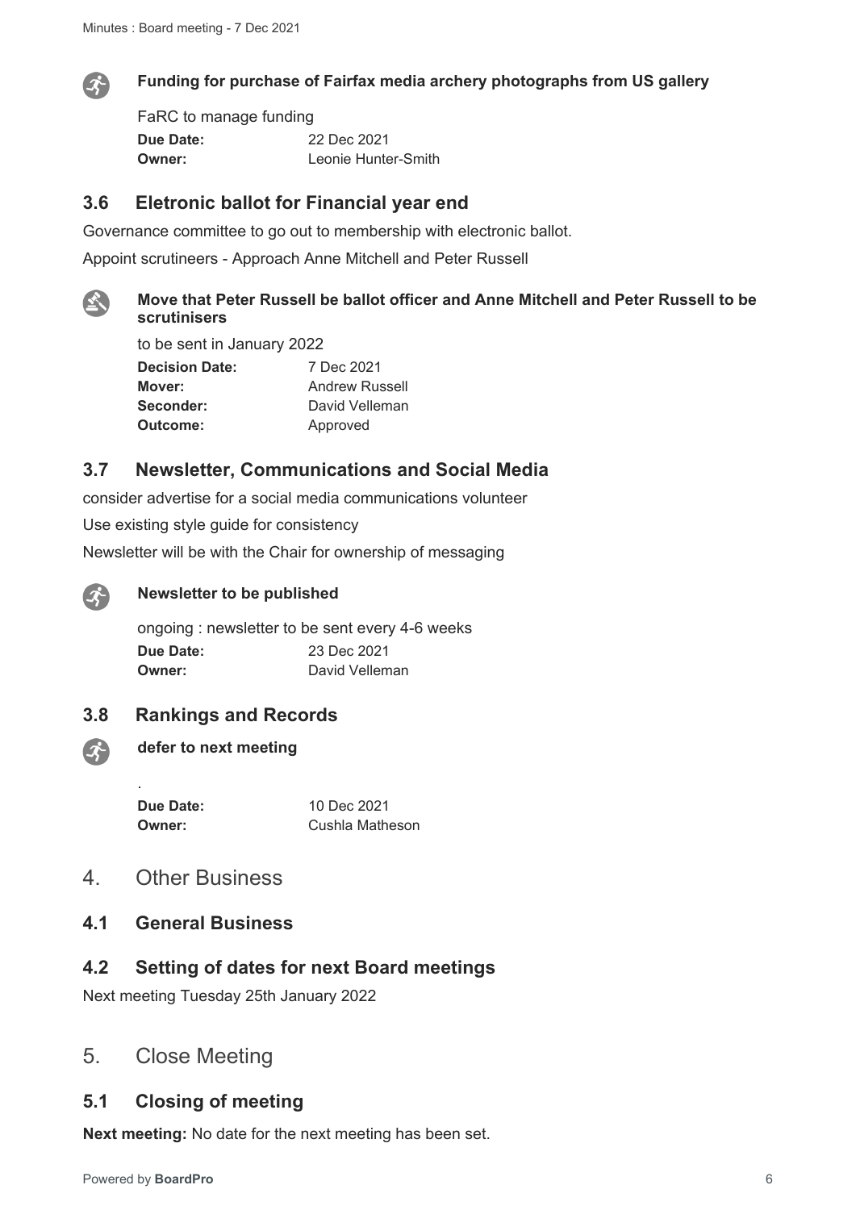**Funding for purchase of Fairfax media archery photographs from US gallery**

FaRC to manage funding

**Due Date:** 22 Dec 2021
**Owner:** Leonie Hunter-Smith

### 3.6 Eletronic ballot for Financial year end

Governance committee to go out to membership with electronic ballot.

Appoint scrutineers - Approach Anne Mitchell and Peter Russell

**Move that Peter Russell be ballot officer and Anne Mitchell and Peter Russell to be scrutinisers**

to be sent in January 2022

**Decision Date:** 7 Dec 2021
**Mover:** Andrew Russell
**Seconder:** David Velleman
**Outcome:** Approved

### 3.7 Newsletter, Communications and Social Media

consider advertise for a social media communications volunteer

Use existing style guide for consistency

Newsletter will be with the Chair for ownership of messaging

**Newsletter to be published**

ongoing : newsletter to be sent every 4-6 weeks

**Due Date:** 23 Dec 2021
**Owner:** David Velleman

### 3.8 Rankings and Records

**defer to next meeting**

.

**Due Date:** 10 Dec 2021
**Owner:** Cushla Matheson

## 4. Other Business

### 4.1 General Business

### 4.2 Setting of dates for next Board meetings

Next meeting Tuesday 25th January 2022

## 5. Close Meeting

### 5.1 Closing of meeting

**Next meeting:** No date for the next meeting has been set.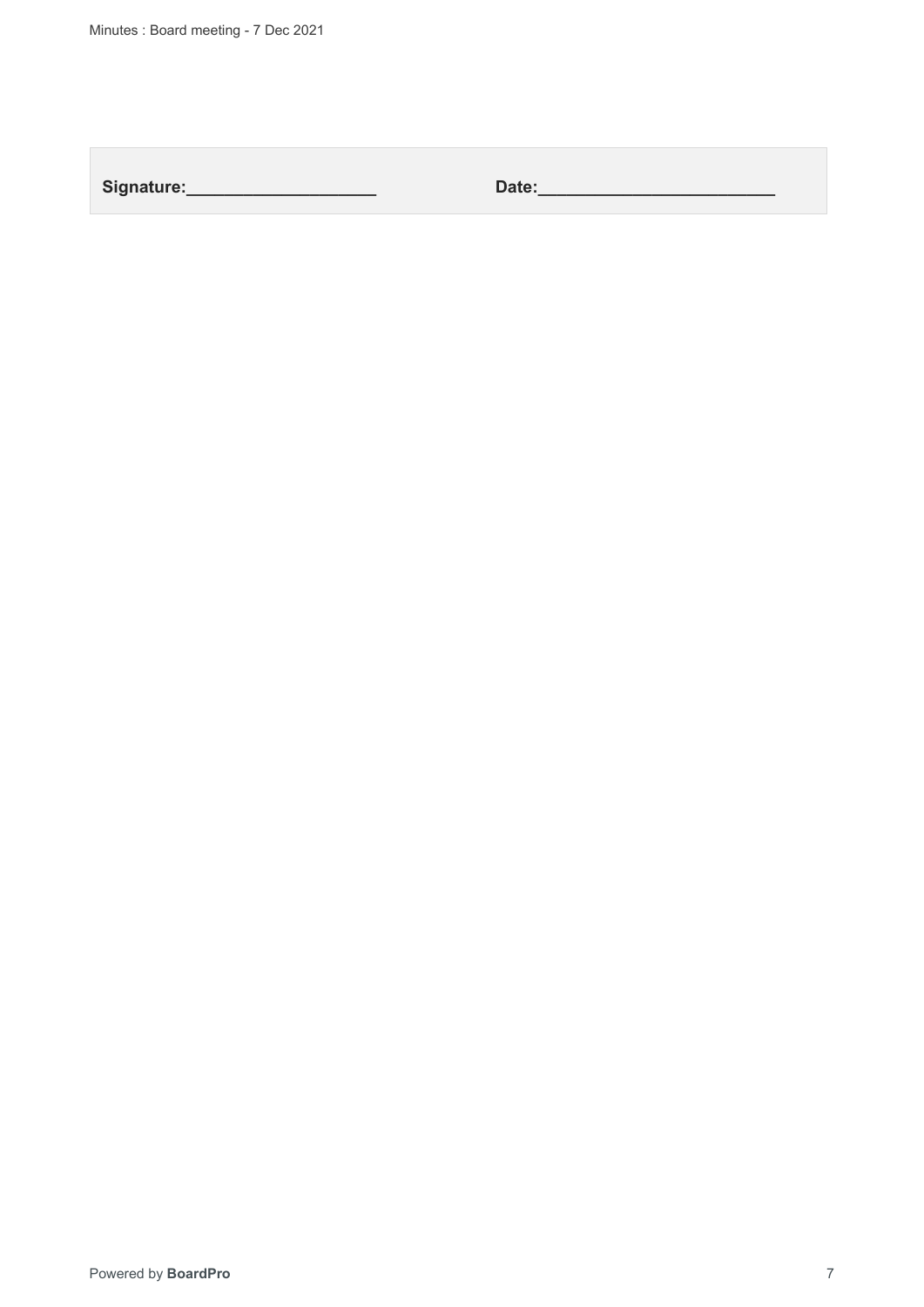**Signature:____________________** **Date:_________________________**